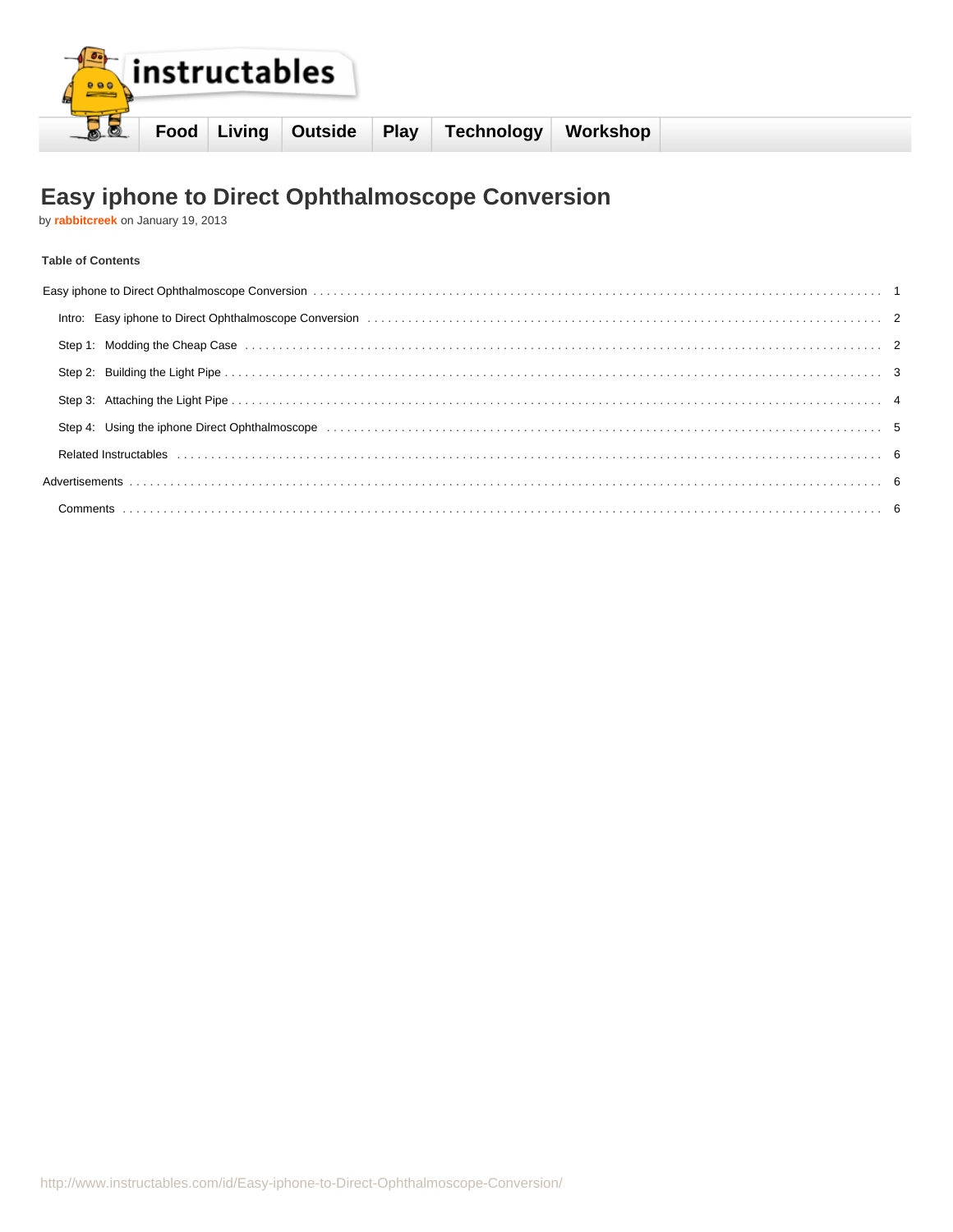instructables

Food | Living | Outside | Play | Technology | Workshop

# Easy iphone to Direct Ophthalmoscope Conversion

by **rabbitcreek** on January 19, 2013

**Table of Contents**

| | |
|---|---|
| Easy iphone to Direct Ophthalmoscope Conversion | 1 |
| Intro: Easy iphone to Direct Ophthalmoscope Conversion | 2 |
| Step 1: Modding the Cheap Case | 2 |
| Step 2: Building the Light Pipe | 3 |
| Step 3: Attaching the Light Pipe | 4 |
| Step 4: Using the iphone Direct Ophthalmoscope | 5 |
| Related Instructables | 6 |
| Advertisements | 6 |
| Comments | 6 |

http://www.instructables.com/id/Easy-iphone-to-Direct-Ophthalmoscope-Conversion/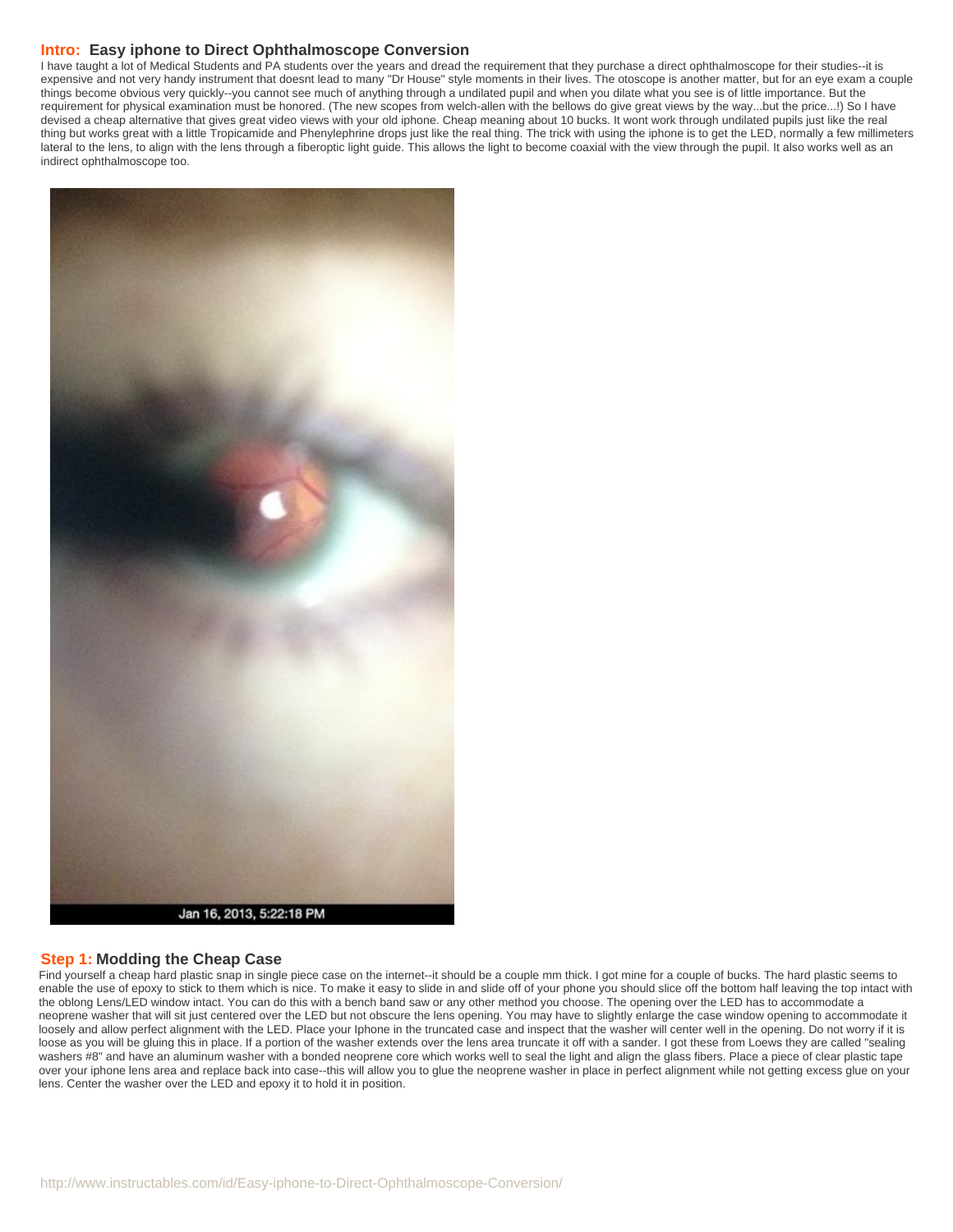## Intro: Easy iphone to Direct Ophthalmoscope Conversion

I have taught a lot of Medical Students and PA students over the years and dread the requirement that they purchase a direct ophthalmoscope for their studies--it is expensive and not very handy instrument that doesnt lead to many "Dr House" style moments in their lives. The otoscope is another matter, but for an eye exam a couple things become obvious very quickly--you cannot see much of anything through a undilated pupil and when you dilate what you see is of little importance. But the requirement for physical examination must be honored. (The new scopes from welch-allen with the bellows do give great views by the way...but the price...!) So I have devised a cheap alternative that gives great video views with your old iphone. Cheap meaning about 10 bucks. It wont work through undilated pupils just like the real thing but works great with a little Tropicamide and Phenylephrine drops just like the real thing. The trick with using the iphone is to get the LED, normally a few millimeters lateral to the lens, to align with the lens through a fiberoptic light guide. This allows the light to become coaxial with the view through the pupil. It also works well as an indirect ophthalmoscope too.

Jan 16, 2013, 5:22:18 PM

## Step 1: Modding the Cheap Case

Find yourself a cheap hard plastic snap in single piece case on the internet--it should be a couple mm thick. I got mine for a couple of bucks. The hard plastic seems to enable the use of epoxy to stick to them which is nice. To make it easy to slide in and slide off of your phone you should slice off the bottom half leaving the top intact with the oblong Lens/LED window intact. You can do this with a bench band saw or any other method you choose. The opening over the LED has to accommodate a neoprene washer that will sit just centered over the LED but not obscure the lens opening. You may have to slightly enlarge the case window opening to accommodate it loosely and allow perfect alignment with the LED. Place your Iphone in the truncated case and inspect that the washer will center well in the opening. Do not worry if it is loose as you will be gluing this in place. If a portion of the washer extends over the lens area truncate it off with a sander. I got these from Loews they are called "sealing washers #8" and have an aluminum washer with a bonded neoprene core which works well to seal the light and align the glass fibers. Place a piece of clear plastic tape over your iphone lens area and replace back into case--this will allow you to glue the neoprene washer in place in perfect alignment while not getting excess glue on your lens. Center the washer over the LED and epoxy it to hold it in position.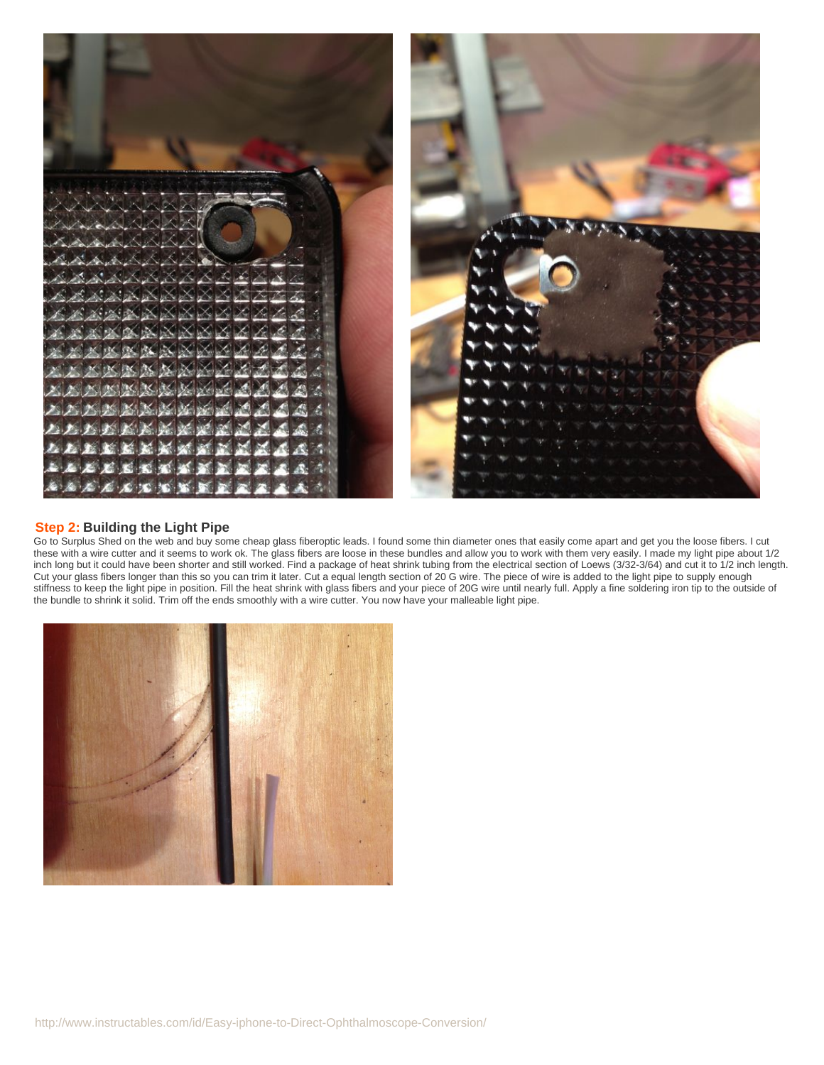## Step 2: Building the Light Pipe

Go to Surplus Shed on the web and buy some cheap glass fiberoptic leads. I found some thin diameter ones that easily come apart and get you the loose fibers. I cut these with a wire cutter and it seems to work ok. The glass fibers are loose in these bundles and allow you to work with them very easily. I made my light pipe about 1/2 inch long but it could have been shorter and still worked. Find a package of heat shrink tubing from the electrical section of Loews (3/32-3/64) and cut it to 1/2 inch length. Cut your glass fibers longer than this so you can trim it later. Cut a equal length section of 20 G wire. The piece of wire is added to the light pipe to supply enough stiffness to keep the light pipe in position. Fill the heat shrink with glass fibers and your piece of 20G wire until nearly full. Apply a fine soldering iron tip to the outside of the bundle to shrink it solid. Trim off the ends smoothly with a wire cutter. You now have your malleable light pipe.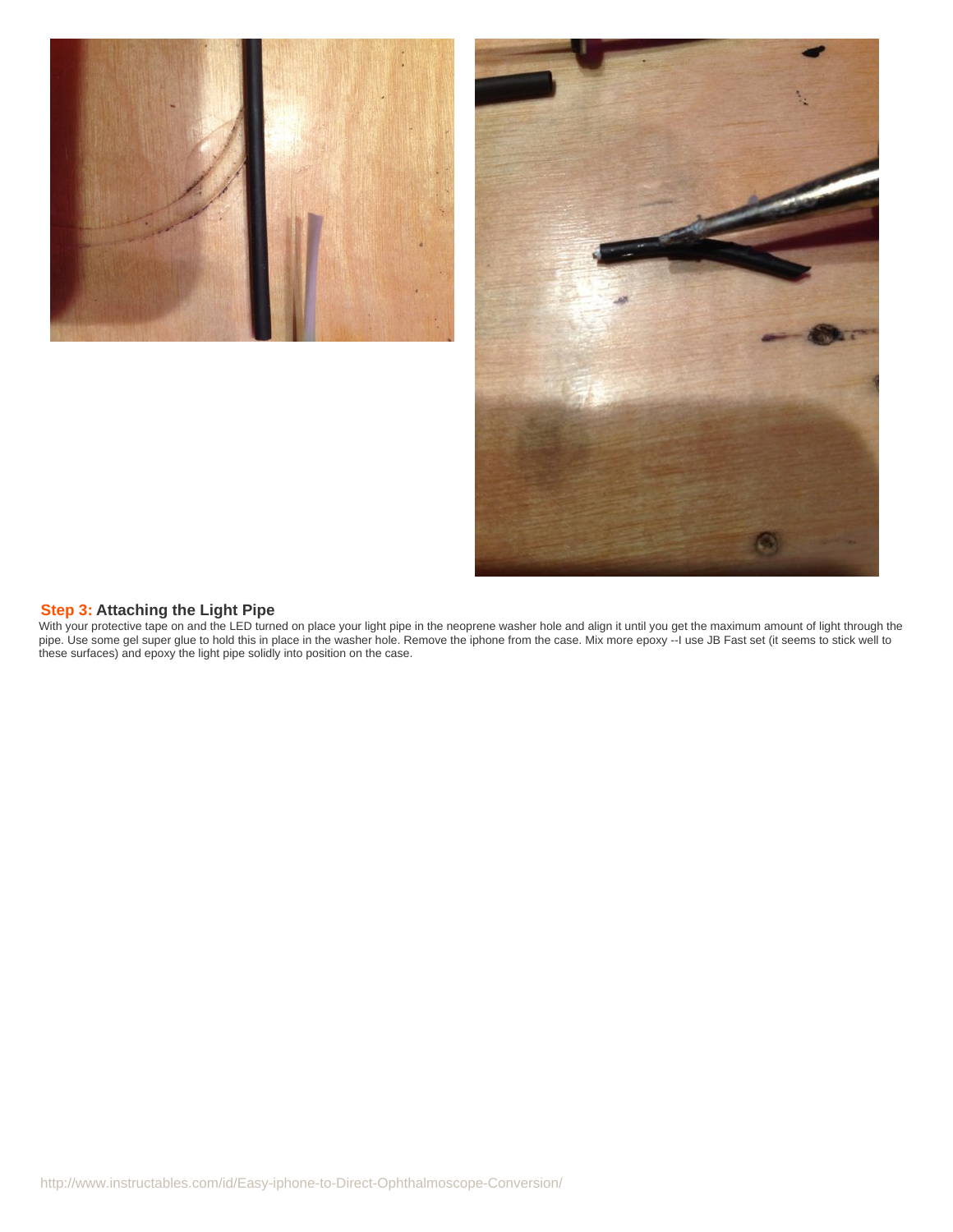## Step 3: Attaching the Light Pipe

With your protective tape on and the LED turned on place your light pipe in the neoprene washer hole and align it until you get the maximum amount of light through the pipe. Use some gel super glue to hold this in place in the washer hole. Remove the iphone from the case. Mix more epoxy --I use JB Fast set (it seems to stick well to these surfaces) and epoxy the light pipe solidly into position on the case.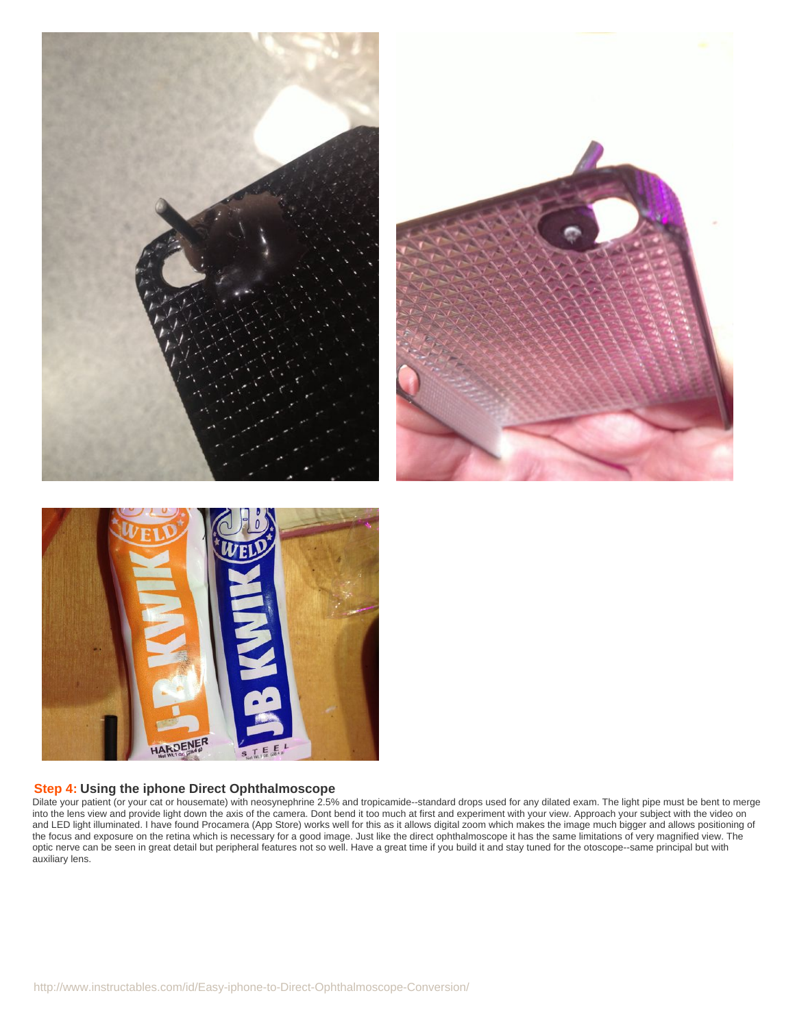## Step 4: Using the iphone Direct Ophthalmoscope

Dilate your patient (or your cat or housemate) with neosynephrine 2.5% and tropicamide--standard drops used for any dilated exam. The light pipe must be bent to merge into the lens view and provide light down the axis of the camera. Dont bend it too much at first and experiment with your view. Approach your subject with the video on and LED light illuminated. I have found Procamera (App Store) works well for this as it allows digital zoom which makes the image much bigger and allows positioning of the focus and exposure on the retina which is necessary for a good image. Just like the direct ophthalmoscope it has the same limitations of very magnified view. The optic nerve can be seen in great detail but peripheral features not so well. Have a great time if you build it and stay tuned for the otoscope--same principal but with auxiliary lens.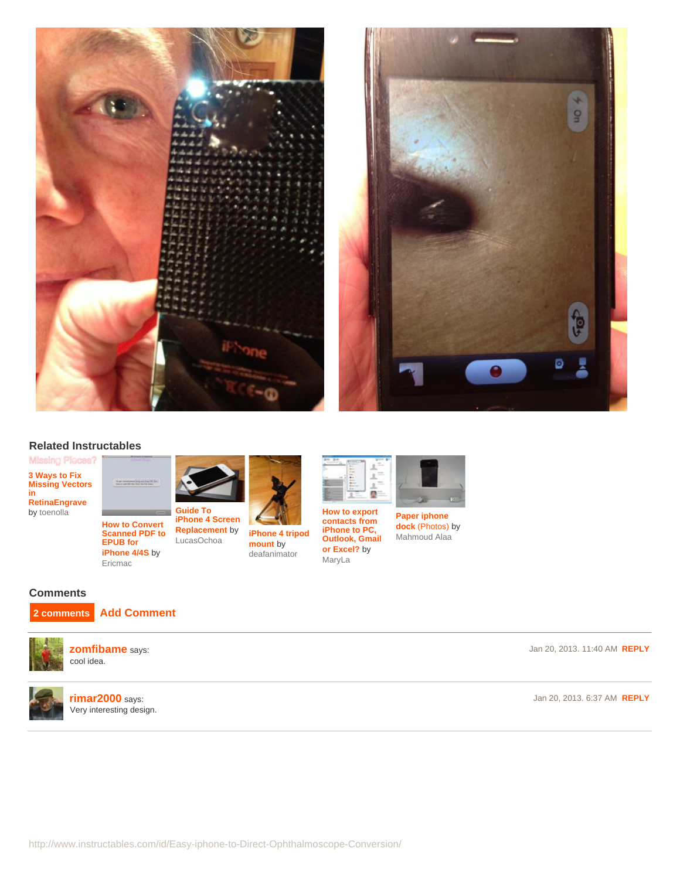## Related Instructables

**3 Ways to Fix Missing Vectors in RetinaEngrave** by toenolla

**How to Convert Scanned PDF to EPUB for iPhone 4/4S** by Ericmac

**Guide To iPhone 4 Screen Replacement** by LucasOchoa

**iPhone 4 tripod mount** by deafanimator

**How to export contacts from iPhone to PC, Outlook, Gmail or Excel?** by MaryLa

**Paper iphone dock** (Photos) by Mahmoud Alaa

## Comments

2 comments Add Comment

**zomfibame** says: Jan 20, 2013. 11:40 AM REPLY
cool idea.

**rimar2000** says: Jan 20, 2013. 6:37 AM REPLY
Very interesting design.

http://www.instructables.com/id/Easy-iphone-to-Direct-Ophthalmoscope-Conversion/